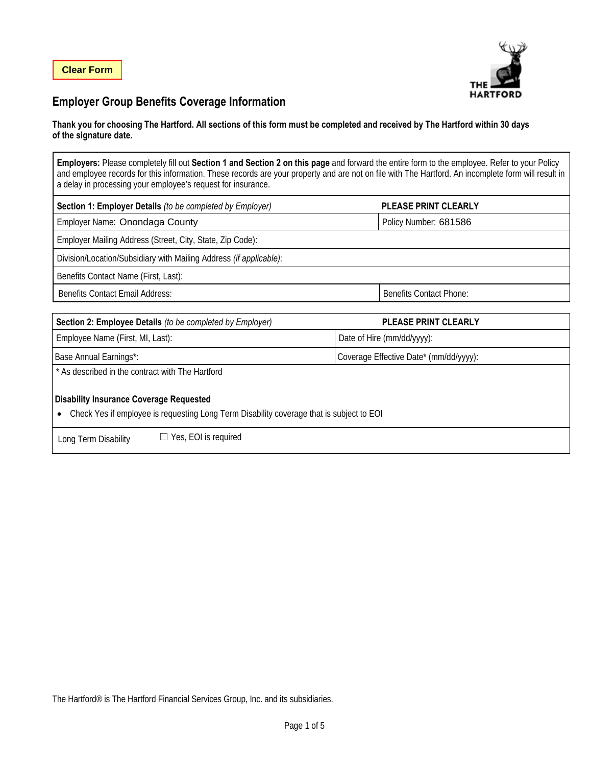Clear Form

THE HARTFORD

# Employer Group Benefits Coverage Information

**Thank you for choosing The Hartford. All sections of this form must be completed and received by The Hartford within 30 days of the signature date.**

**Employers:** Please completely fill out **Section 1 and Section 2 on this page** and forward the entire form to the employee. Refer to your Policy and employee records for this information. These records are your property and are not on file with The Hartford. An incomplete form will result in a delay in processing your employee's request for insurance.

| **Section 1: Employer Details** *(to be completed by Employer)* | **PLEASE PRINT CLEARLY** |
|---|---|
| Employer Name: Onondaga County | Policy Number: 681586 |
| Employer Mailing Address (Street, City, State, Zip Code): | |
| Division/Location/Subsidiary with Mailing Address *(if applicable)*: | |
| Benefits Contact Name (First, Last): | |
| Benefits Contact Email Address: | Benefits Contact Phone: |

| **Section 2: Employee Details** *(to be completed by Employer)* | **PLEASE PRINT CLEARLY** |
|---|---|
| Employee Name (First, MI, Last): | Date of Hire (mm/dd/yyyy): |
| Base Annual Earnings*: | Coverage Effective Date* (mm/dd/yyyy): |

\* As described in the contract with The Hartford

**Disability Insurance Coverage Requested**

- Check Yes if employee is requesting Long Term Disability coverage that is subject to EOI

Long Term Disability ☐ Yes, EOI is required

The Hartford® is The Hartford Financial Services Group, Inc. and its subsidiaries.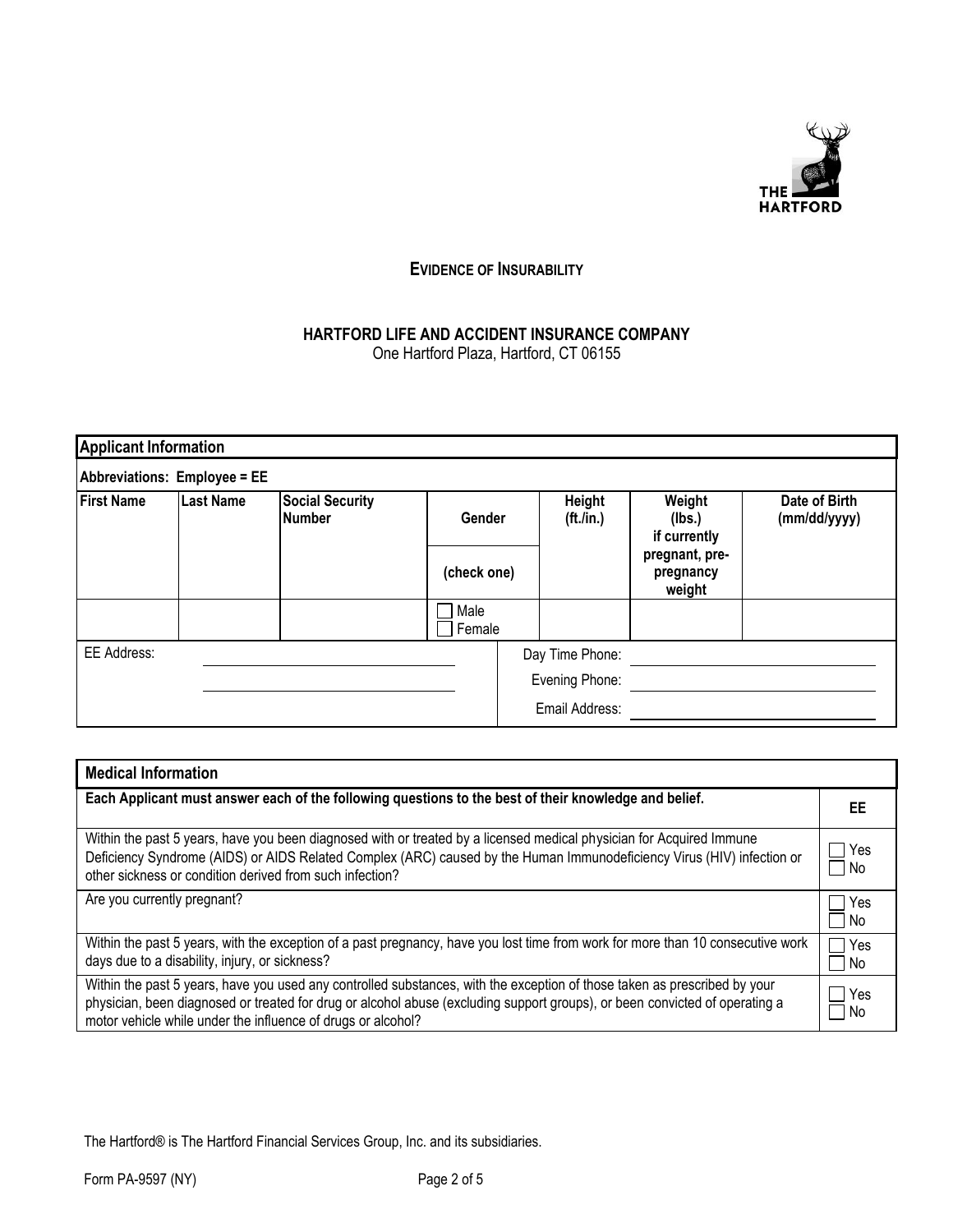# EVIDENCE OF INSURABILITY

**HARTFORD LIFE AND ACCIDENT INSURANCE COMPANY**
One Hartford Plaza, Hartford, CT 06155

## Applicant Information

**Abbreviations: Employee = EE**

| First Name | Last Name | Social Security Number | Gender (check one) | Height (ft./in.) | Weight (lbs.) if currently pregnant, pre-pregnancy weight | Date of Birth (mm/dd/yyyy) |
|---|---|---|---|---|---|---|
| | | | ☐ Male ☐ Female | | | |

EE Address: ______________________________

______________________________

Day Time Phone: ______________________________

Evening Phone: ______________________________

Email Address: ______________________________

## Medical Information

| Each Applicant must answer each of the following questions to the best of their knowledge and belief. | EE |
|---|---|
| Within the past 5 years, have you been diagnosed with or treated by a licensed medical physician for Acquired Immune Deficiency Syndrome (AIDS) or AIDS Related Complex (ARC) caused by the Human Immunodeficiency Virus (HIV) infection or other sickness or condition derived from such infection? | ☐ Yes ☐ No |
| Are you currently pregnant? | ☐ Yes ☐ No |
| Within the past 5 years, with the exception of a past pregnancy, have you lost time from work for more than 10 consecutive work days due to a disability, injury, or sickness? | ☐ Yes ☐ No |
| Within the past 5 years, have you used any controlled substances, with the exception of those taken as prescribed by your physician, been diagnosed or treated for drug or alcohol abuse (excluding support groups), or been convicted of operating a motor vehicle while under the influence of drugs or alcohol? | ☐ Yes ☐ No |

The Hartford® is The Hartford Financial Services Group, Inc. and its subsidiaries.

Form PA-9597 (NY)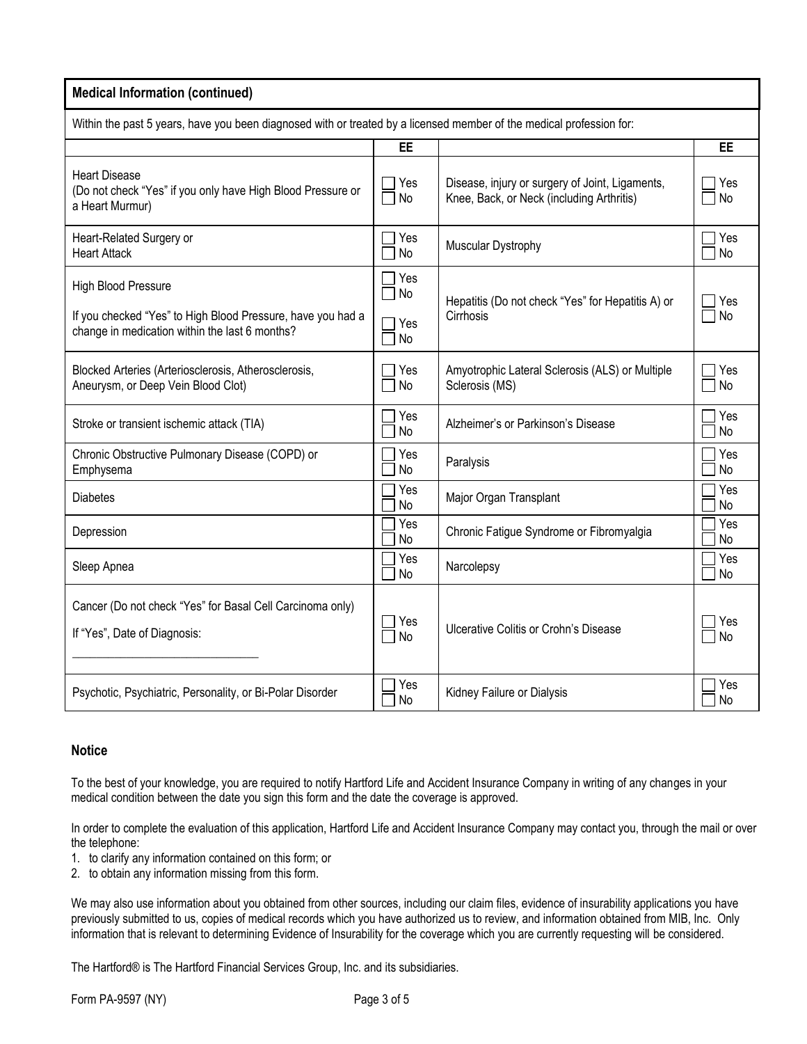## Medical Information (continued)

Within the past 5 years, have you been diagnosed with or treated by a licensed member of the medical profession for:

| | EE | | EE |
|---|---|---|---|
| Heart Disease (Do not check "Yes" if you only have High Blood Pressure or a Heart Murmur) | ☐ Yes ☐ No | Disease, injury or surgery of Joint, Ligaments, Knee, Back, or Neck (including Arthritis) | ☐ Yes ☐ No |
| Heart-Related Surgery or Heart Attack | ☐ Yes ☐ No | Muscular Dystrophy | ☐ Yes ☐ No |
| High Blood Pressure<br><br>If you checked "Yes" to High Blood Pressure, have you had a change in medication within the last 6 months? | ☐ Yes ☐ No<br><br>☐ Yes ☐ No | Hepatitis (Do not check "Yes" for Hepatitis A) or Cirrhosis | ☐ Yes ☐ No |
| Blocked Arteries (Arteriosclerosis, Atherosclerosis, Aneurysm, or Deep Vein Blood Clot) | ☐ Yes ☐ No | Amyotrophic Lateral Sclerosis (ALS) or Multiple Sclerosis (MS) | ☐ Yes ☐ No |
| Stroke or transient ischemic attack (TIA) | ☐ Yes ☐ No | Alzheimer's or Parkinson's Disease | ☐ Yes ☐ No |
| Chronic Obstructive Pulmonary Disease (COPD) or Emphysema | ☐ Yes ☐ No | Paralysis | ☐ Yes ☐ No |
| Diabetes | ☐ Yes ☐ No | Major Organ Transplant | ☐ Yes ☐ No |
| Depression | ☐ Yes ☐ No | Chronic Fatigue Syndrome or Fibromyalgia | ☐ Yes ☐ No |
| Sleep Apnea | ☐ Yes ☐ No | Narcolepsy | ☐ Yes ☐ No |
| Cancer (Do not check "Yes" for Basal Cell Carcinoma only)<br><br>If "Yes", Date of Diagnosis:<br><br>_______________________________ | ☐ Yes ☐ No | Ulcerative Colitis or Crohn's Disease | ☐ Yes ☐ No |
| Psychotic, Psychiatric, Personality, or Bi-Polar Disorder | ☐ Yes ☐ No | Kidney Failure or Dialysis | ☐ Yes ☐ No |

### Notice

To the best of your knowledge, you are required to notify Hartford Life and Accident Insurance Company in writing of any changes in your medical condition between the date you sign this form and the date the coverage is approved.

In order to complete the evaluation of this application, Hartford Life and Accident Insurance Company may contact you, through the mail or over the telephone:

1. to clarify any information contained on this form; or
2. to obtain any information missing from this form.

We may also use information about you obtained from other sources, including our claim files, evidence of insurability applications you have previously submitted to us, copies of medical records which you have authorized us to review, and information obtained from MIB, Inc. Only information that is relevant to determining Evidence of Insurability for the coverage which you are currently requesting will be considered.

The Hartford® is The Hartford Financial Services Group, Inc. and its subsidiaries.

Form PA-9597 (NY)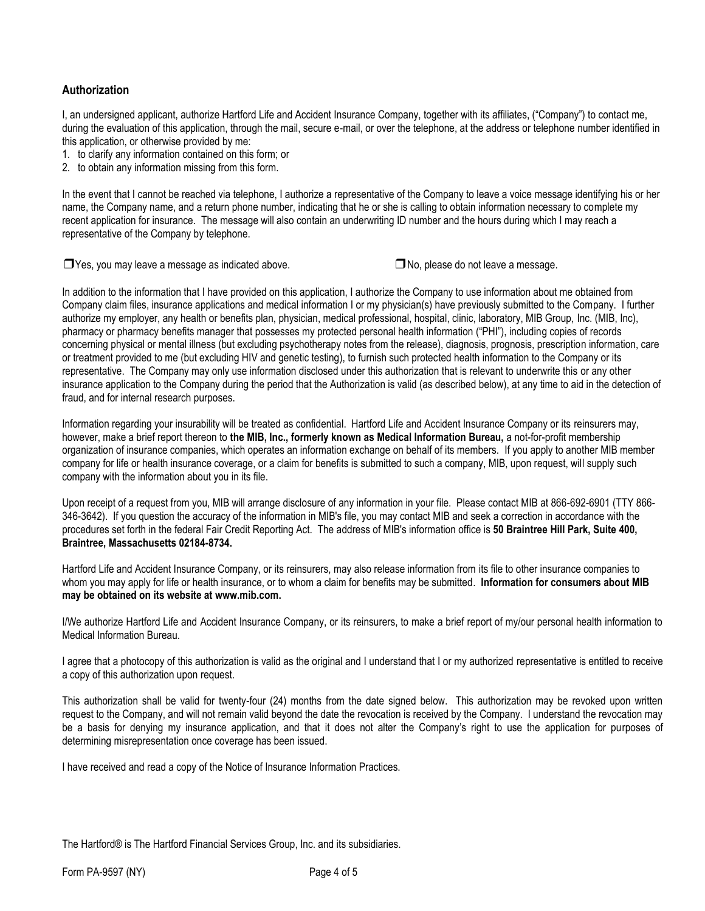## Authorization

I, an undersigned applicant, authorize Hartford Life and Accident Insurance Company, together with its affiliates, ("Company") to contact me, during the evaluation of this application, through the mail, secure e-mail, or over the telephone, at the address or telephone number identified in this application, or otherwise provided by me:

1. to clarify any information contained on this form; or
2. to obtain any information missing from this form.

In the event that I cannot be reached via telephone, I authorize a representative of the Company to leave a voice message identifying his or her name, the Company name, and a return phone number, indicating that he or she is calling to obtain information necessary to complete my recent application for insurance. The message will also contain an underwriting ID number and the hours during which I may reach a representative of the Company by telephone.

❒ Yes, you may leave a message as indicated above. ❒ No, please do not leave a message.

In addition to the information that I have provided on this application, I authorize the Company to use information about me obtained from Company claim files, insurance applications and medical information I or my physician(s) have previously submitted to the Company. I further authorize my employer, any health or benefits plan, physician, medical professional, hospital, clinic, laboratory, MIB Group, Inc. (MIB, Inc), pharmacy or pharmacy benefits manager that possesses my protected personal health information ("PHI"), including copies of records concerning physical or mental illness (but excluding psychotherapy notes from the release), diagnosis, prognosis, prescription information, care or treatment provided to me (but excluding HIV and genetic testing), to furnish such protected health information to the Company or its representative. The Company may only use information disclosed under this authorization that is relevant to underwrite this or any other insurance application to the Company during the period that the Authorization is valid (as described below), at any time to aid in the detection of fraud, and for internal research purposes.

Information regarding your insurability will be treated as confidential. Hartford Life and Accident Insurance Company or its reinsurers may, however, make a brief report thereon to **the MIB, Inc., formerly known as Medical Information Bureau,** a not-for-profit membership organization of insurance companies, which operates an information exchange on behalf of its members. If you apply to another MIB member company for life or health insurance coverage, or a claim for benefits is submitted to such a company, MIB, upon request, will supply such company with the information about you in its file.

Upon receipt of a request from you, MIB will arrange disclosure of any information in your file. Please contact MIB at 866-692-6901 (TTY 866-346-3642). If you question the accuracy of the information in MIB's file, you may contact MIB and seek a correction in accordance with the procedures set forth in the federal Fair Credit Reporting Act. The address of MIB's information office is **50 Braintree Hill Park, Suite 400, Braintree, Massachusetts 02184-8734.**

Hartford Life and Accident Insurance Company, or its reinsurers, may also release information from its file to other insurance companies to whom you may apply for life or health insurance, or to whom a claim for benefits may be submitted. **Information for consumers about MIB may be obtained on its website at www.mib.com.**

I/We authorize Hartford Life and Accident Insurance Company, or its reinsurers, to make a brief report of my/our personal health information to Medical Information Bureau.

I agree that a photocopy of this authorization is valid as the original and I understand that I or my authorized representative is entitled to receive a copy of this authorization upon request.

This authorization shall be valid for twenty-four (24) months from the date signed below. This authorization may be revoked upon written request to the Company, and will not remain valid beyond the date the revocation is received by the Company. I understand the revocation may be a basis for denying my insurance application, and that it does not alter the Company's right to use the application for purposes of determining misrepresentation once coverage has been issued.

I have received and read a copy of the Notice of Insurance Information Practices.

The Hartford® is The Hartford Financial Services Group, Inc. and its subsidiaries.

Form PA-9597 (NY)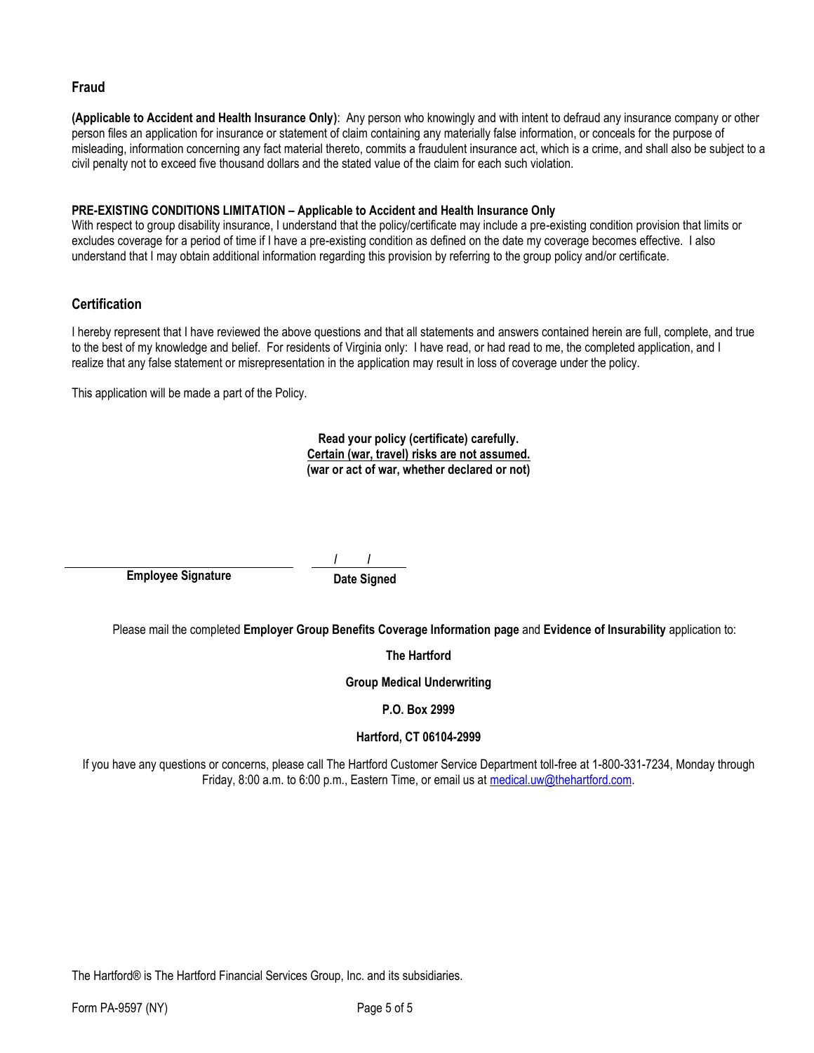## Fraud

**(Applicable to Accident and Health Insurance Only)**: Any person who knowingly and with intent to defraud any insurance company or other person files an application for insurance or statement of claim containing any materially false information, or conceals for the purpose of misleading, information concerning any fact material thereto, commits a fraudulent insurance act, which is a crime, and shall also be subject to a civil penalty not to exceed five thousand dollars and the stated value of the claim for each such violation.

**PRE-EXISTING CONDITIONS LIMITATION – Applicable to Accident and Health Insurance Only**
With respect to group disability insurance, I understand that the policy/certificate may include a pre-existing condition provision that limits or excludes coverage for a period of time if I have a pre-existing condition as defined on the date my coverage becomes effective. I also understand that I may obtain additional information regarding this provision by referring to the group policy and/or certificate.

## Certification

I hereby represent that I have reviewed the above questions and that all statements and answers contained herein are full, complete, and true to the best of my knowledge and belief. For residents of Virginia only: I have read, or had read to me, the completed application, and I realize that any false statement or misrepresentation in the application may result in loss of coverage under the policy.

This application will be made a part of the Policy.

**Read your policy (certificate) carefully.**
**Certain (war, travel) risks are not assumed.**
**(war or act of war, whether declared or not)**

\_\_\_\_\_\_\_\_\_\_\_\_\_\_\_\_\_\_\_\_\_\_\_\_\_\_\_\_\_\_ &nbsp;&nbsp; \_\_\_\_/\_\_\_\_/\_\_\_\_
**Employee Signature** &nbsp;&nbsp;&nbsp;&nbsp;&nbsp;&nbsp;&nbsp;&nbsp; **Date Signed**

Please mail the completed **Employer Group Benefits Coverage Information page** and **Evidence of Insurability** application to:

**The Hartford**

**Group Medical Underwriting**

**P.O. Box 2999**

**Hartford, CT 06104-2999**

If you have any questions or concerns, please call The Hartford Customer Service Department toll-free at 1-800-331-7234, Monday through Friday, 8:00 a.m. to 6:00 p.m., Eastern Time, or email us at medical.uw@thehartford.com.

The Hartford® is The Hartford Financial Services Group, Inc. and its subsidiaries.

Form PA-9597 (NY)